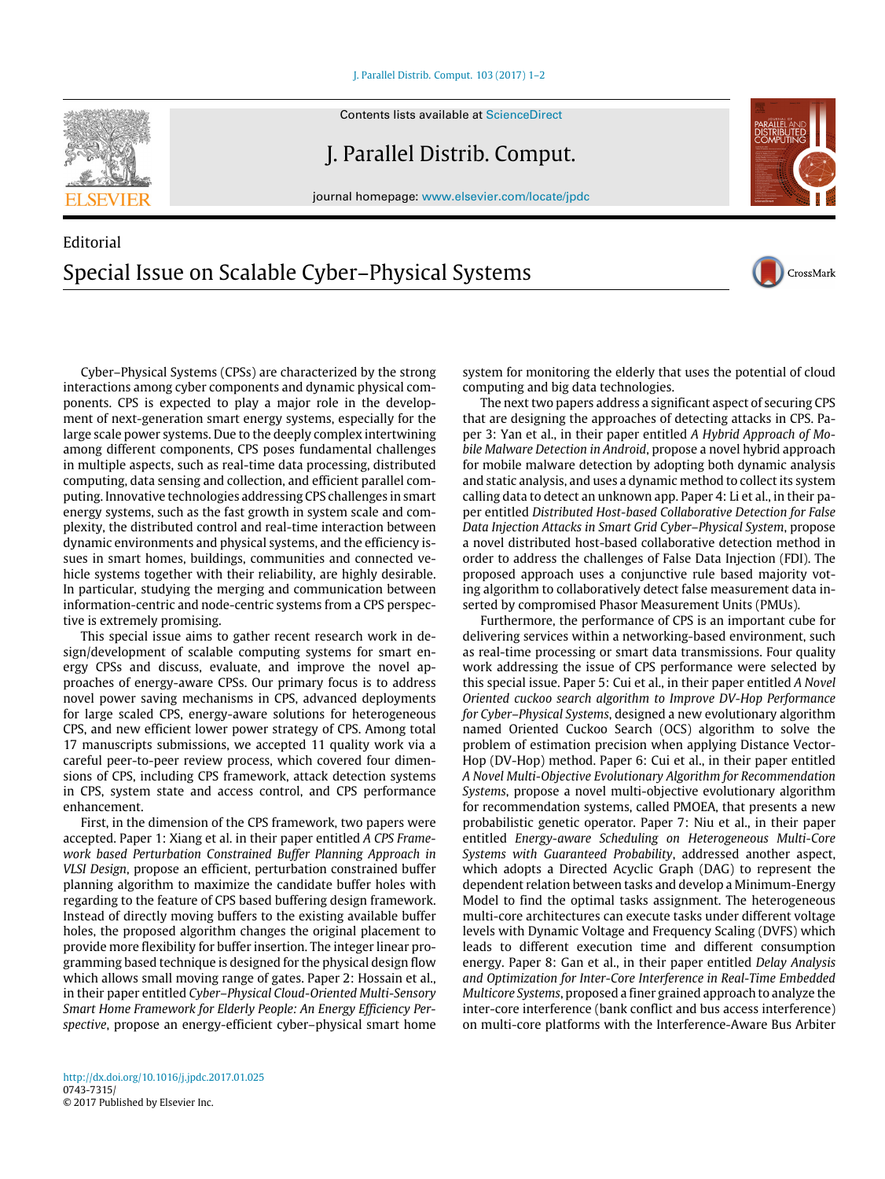Editorial

# Special Issue on Scalable Cyber–Physical Systems

Cyber–Physical Systems (CPSs) are characterized by the strong interactions among cyber components and dynamic physical components. CPS is expected to play a major role in the development of next-generation smart energy systems, especially for the large scale power systems. Due to the deeply complex intertwining among different components, CPS poses fundamental challenges in multiple aspects, such as real-time data processing, distributed computing, data sensing and collection, and efficient parallel computing. Innovative technologies addressing CPS challenges in smart energy systems, such as the fast growth in system scale and complexity, the distributed control and real-time interaction between dynamic environments and physical systems, and the efficiency issues in smart homes, buildings, communities and connected vehicle systems together with their reliability, are highly desirable. In particular, studying the merging and communication between information-centric and node-centric systems from a CPS perspective is extremely promising.

This special issue aims to gather recent research work in design/development of scalable computing systems for smart energy CPSs and discuss, evaluate, and improve the novel approaches of energy-aware CPSs. Our primary focus is to address novel power saving mechanisms in CPS, advanced deployments for large scaled CPS, energy-aware solutions for heterogeneous CPS, and new efficient lower power strategy of CPS. Among total 17 manuscripts submissions, we accepted 11 quality work via a careful peer-to-peer review process, which covered four dimensions of CPS, including CPS framework, attack detection systems in CPS, system state and access control, and CPS performance enhancement.

First, in the dimension of the CPS framework, two papers were accepted. Paper 1: Xiang et al. in their paper entitled *A CPS Framework based Perturbation Constrained Buffer Planning Approach in VLSI Design*, propose an efficient, perturbation constrained buffer planning algorithm to maximize the candidate buffer holes with regarding to the feature of CPS based buffering design framework. Instead of directly moving buffers to the existing available buffer holes, the proposed algorithm changes the original placement to provide more flexibility for buffer insertion. The integer linear programming based technique is designed for the physical design flow which allows small moving range of gates. Paper 2: Hossain et al., in their paper entitled *Cyber–Physical Cloud-Oriented Multi-Sensory Smart Home Framework for Elderly People: An Energy Efficiency Perspective*, propose an energy-efficient cyber–physical smart home system for monitoring the elderly that uses the potential of cloud computing and big data technologies.

The next two papers address a significant aspect of securing CPS that are designing the approaches of detecting attacks in CPS. Paper 3: Yan et al., in their paper entitled *A Hybrid Approach of Mobile Malware Detection in Android*, propose a novel hybrid approach for mobile malware detection by adopting both dynamic analysis and static analysis, and uses a dynamic method to collect its system calling data to detect an unknown app. Paper 4: Li et al., in their paper entitled *Distributed Host-based Collaborative Detection for False Data Injection Attacks in Smart Grid Cyber–Physical System*, propose a novel distributed host-based collaborative detection method in order to address the challenges of False Data Injection (FDI). The proposed approach uses a conjunctive rule based majority voting algorithm to collaboratively detect false measurement data inserted by compromised Phasor Measurement Units (PMUs).

Furthermore, the performance of CPS is an important cube for delivering services within a networking-based environment, such as real-time processing or smart data transmissions. Four quality work addressing the issue of CPS performance were selected by this special issue. Paper 5: Cui et al., in their paper entitled *A Novel Oriented cuckoo search algorithm to Improve DV-Hop Performance for Cyber–Physical Systems*, designed a new evolutionary algorithm named Oriented Cuckoo Search (OCS) algorithm to solve the problem of estimation precision when applying Distance Vector-Hop (DV-Hop) method. Paper 6: Cui et al., in their paper entitled *A Novel Multi-Objective Evolutionary Algorithm for Recommendation Systems*, propose a novel multi-objective evolutionary algorithm for recommendation systems, called PMOEA, that presents a new probabilistic genetic operator. Paper 7: Niu et al., in their paper entitled *Energy-aware Scheduling on Heterogeneous Multi-Core Systems with Guaranteed Probability*, addressed another aspect, which adopts a Directed Acyclic Graph (DAG) to represent the dependent relation between tasks and develop a Minimum-Energy Model to find the optimal tasks assignment. The heterogeneous multi-core architectures can execute tasks under different voltage levels with Dynamic Voltage and Frequency Scaling (DVFS) which leads to different execution time and different consumption energy. Paper 8: Gan et al., in their paper entitled *Delay Analysis and Optimization for Inter-Core Interference in Real-Time Embedded Multicore Systems*, proposed a finer grained approach to analyze the inter-core interference (bank conflict and bus access interference) on multi-core platforms with the Interference-Aware Bus Arbiter

http://dx.doi.org/10.1016/j.jpdc.2017.01.025
0743-7315/
© 2017 Published by Elsevier Inc.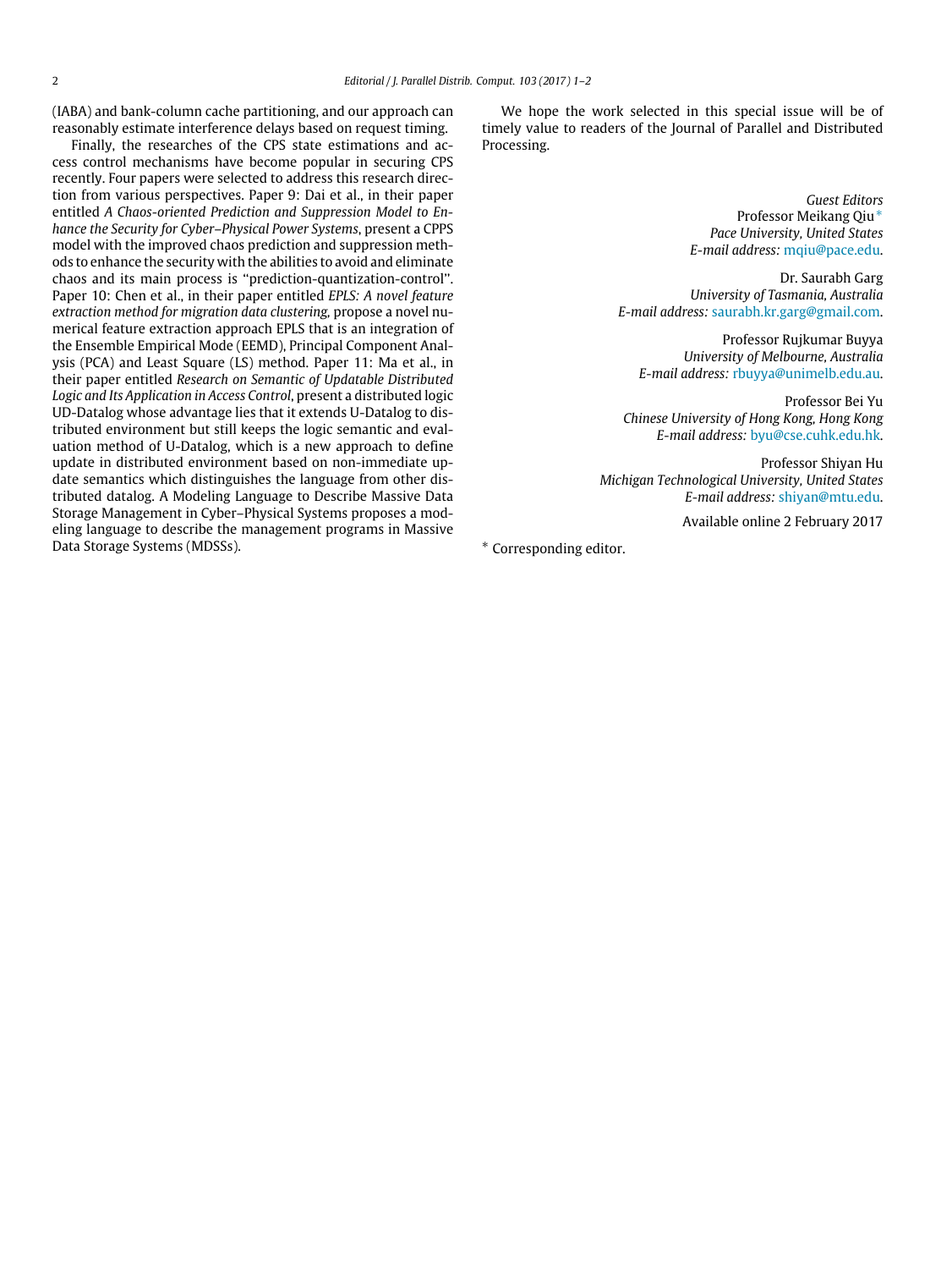(IABA) and bank-column cache partitioning, and our approach can reasonably estimate interference delays based on request timing.

Finally, the researches of the CPS state estimations and access control mechanisms have become popular in securing CPS recently. Four papers were selected to address this research direction from various perspectives. Paper 9: Dai et al., in their paper entitled *A Chaos-oriented Prediction and Suppression Model to Enhance the Security for Cyber–Physical Power Systems*, present a CPPS model with the improved chaos prediction and suppression methods to enhance the security with the abilities to avoid and eliminate chaos and its main process is "prediction-quantization-control". Paper 10: Chen et al., in their paper entitled *EPLS: A novel feature extraction method for migration data clustering,* propose a novel numerical feature extraction approach EPLS that is an integration of the Ensemble Empirical Mode (EEMD), Principal Component Analysis (PCA) and Least Square (LS) method. Paper 11: Ma et al., in their paper entitled *Research on Semantic of Updatable Distributed Logic and Its Application in Access Control*, present a distributed logic UD-Datalog whose advantage lies that it extends U-Datalog to distributed environment but still keeps the logic semantic and evaluation method of U-Datalog, which is a new approach to define update in distributed environment based on non-immediate update semantics which distinguishes the language from other distributed datalog. A Modeling Language to Describe Massive Data Storage Management in Cyber–Physical Systems proposes a modeling language to describe the management programs in Massive Data Storage Systems (MDSSs).

We hope the work selected in this special issue will be of timely value to readers of the Journal of Parallel and Distributed Processing.

*Guest Editors*
Professor Meikang Qiu*
*Pace University, United States*
*E-mail address:* mqiu@pace.edu.

Dr. Saurabh Garg
*University of Tasmania, Australia*
*E-mail address:* saurabh.kr.garg@gmail.com.

Professor Rujkumar Buyya
*University of Melbourne, Australia*
*E-mail address:* rbuyya@unimelb.edu.au.

Professor Bei Yu
*Chinese University of Hong Kong, Hong Kong*
*E-mail address:* byu@cse.cuhk.edu.hk.

Professor Shiyan Hu
*Michigan Technological University, United States*
*E-mail address:* shiyan@mtu.edu.

Available online 2 February 2017

* Corresponding editor.